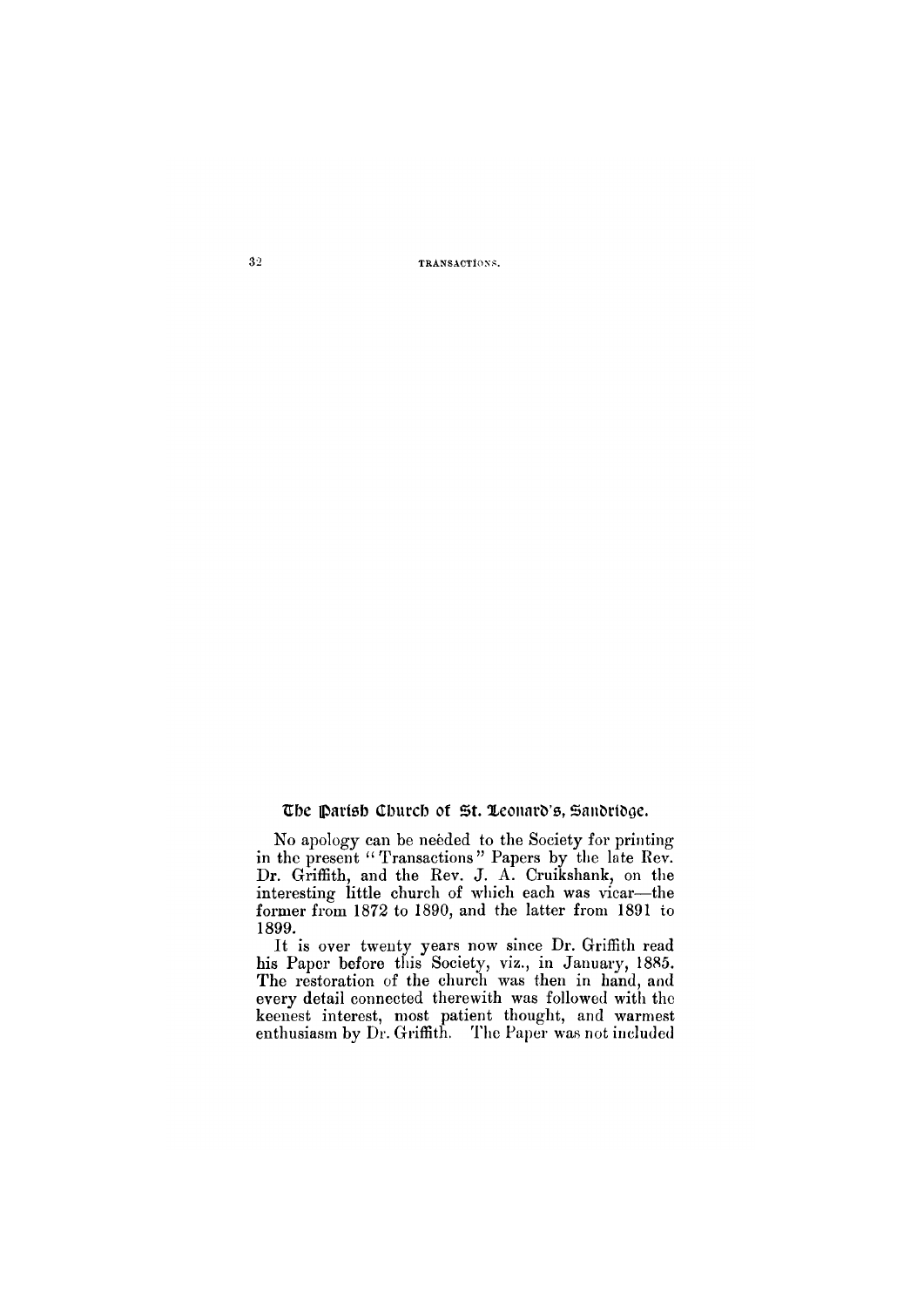## The Parish Church of St. Leonard's, Sandridge.

No apology can be needed to the Society for printing in the present "Transactions" Papers by the late Rev. Dr. Griffith, and the Rev. J. A. Cruikshank, on the interesting little church of which each was vicar—the former from 1872 to 1890, and the latter from 1891 to 1899.

It is over twenty years now since Dr. Griffith read his Paper before this Society, viz., in January, 1885. The restoration of the church was then in hand, and every detail connected therewith was followed with the keenest interest, most patient thought, and warmest enthusiasm by Dr. Griffith. The Paper was not included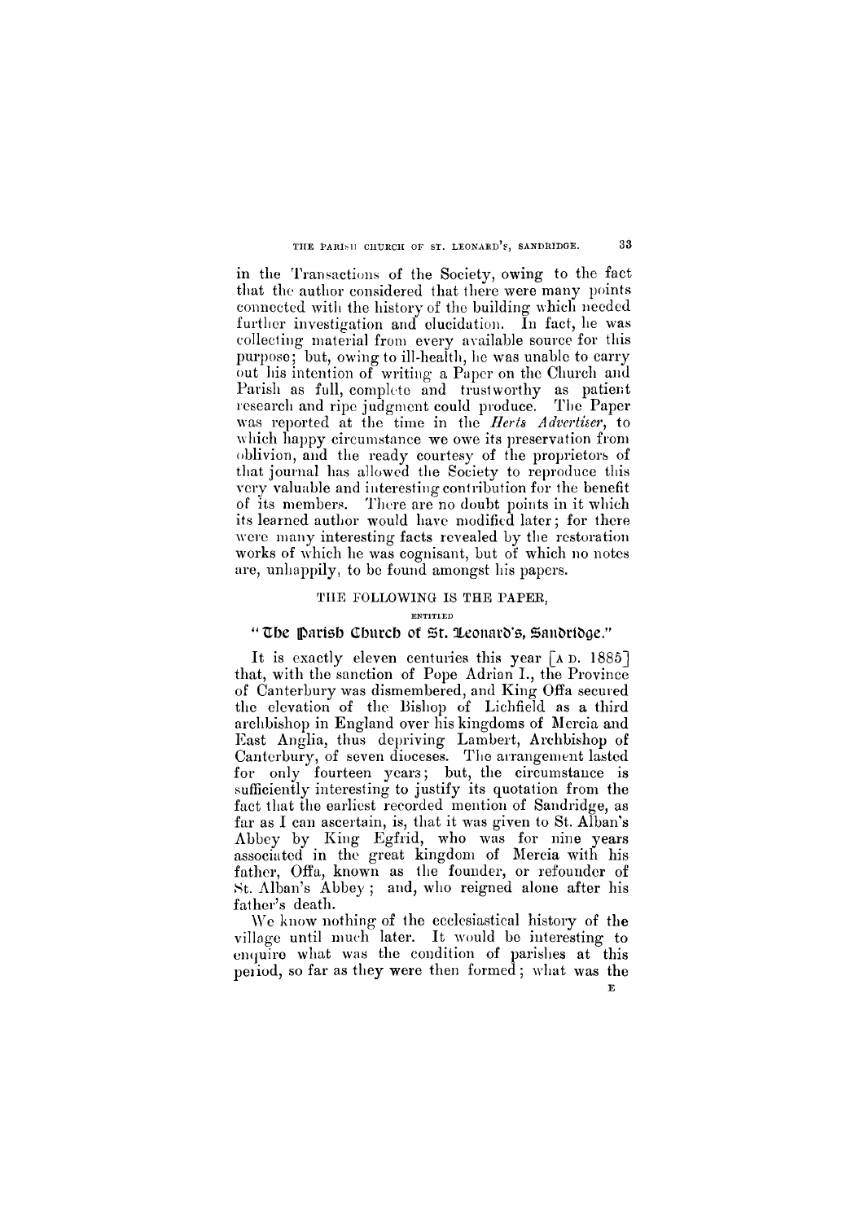in the Transactions of the Society, owing to the fact that the author considered that there were many points connected with the history of the building which needed further investigation and elucidation. In fact, he was collecting material from every available source for this purpose; but, owing to ill-health, he was unable to carry out his intention of writing a Paper on the Church and Parish as full, complete and trustworthy as patient research and ripe judgment could produce. The Paper was reported at the time in the *Herts Advertiser*, to which happy circumstance we owe its preservation from oblivion, and the ready courtesy of the proprietors of that journal has allowed the Society to reproduce this very valuable and interesting contribution for the benefit of its members. There are no doubt points in it which its learned author would have modified later; for there were many interesting facts revealed by the restoration works of which he was cognisant, but of which no notes are, unhappily, to be found amongst his papers.

THE FOLLOWING IS THE PAPER,

ENTITLED

"The Parish Church of St. Leonard's, Sandridge."

It is exactly eleven centuries this year [A.D. 1885] that, with the sanction of Pope Adrian I., the Province of Canterbury was dismembered, and King Offa secured the elevation of the Bishop of Lichfield as a third archbishop in England over his kingdoms of Mercia and East Anglia, thus depriving Lambert, Archbishop of Canterbury, of seven dioceses. The arrangement lasted for only fourteen years; but, the circumstance is sufficiently interesting to justify its quotation from the fact that the earliest recorded mention of Sandridge, as far as I can ascertain, is, that it was given to St. Alban's Abbey by King Egfrid, who was for nine years associated in the great kingdom of Mercia with his father, Offa, known as the founder, or refounder of St. Alban's Abbey; and, who reigned alone after his father's death.

We know nothing of the ecclesiastical history of the village until much later. It would be interesting to enquire what was the condition of parishes at this period, so far as they were then formed; what was the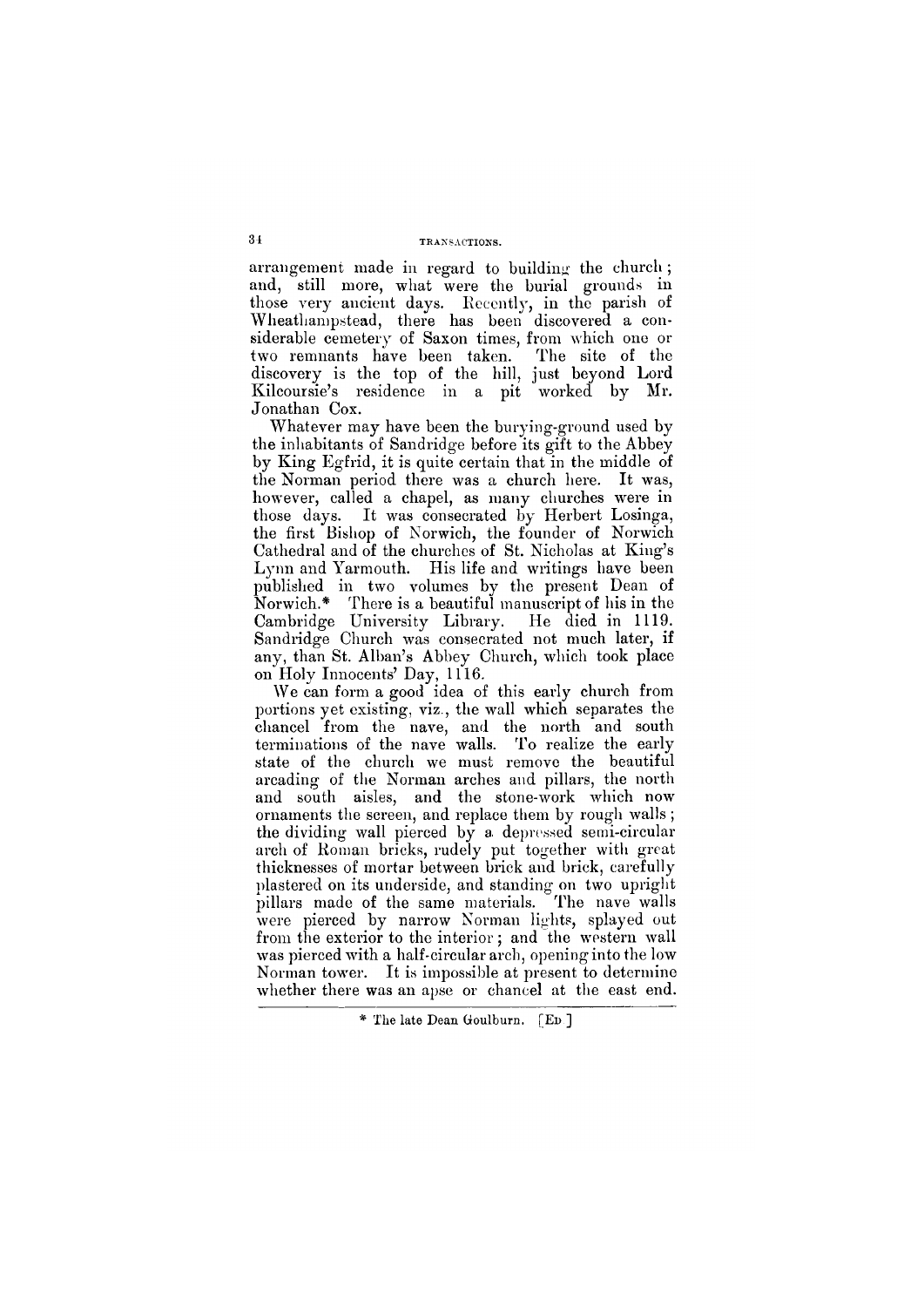arrangement made in regard to building the church; and, still more, what were the burial grounds in those very ancient days. Recently, in the parish of Wheathampstead, there has been discovered a considerable cemetery of Saxon times, from which one or two remnants have been taken. The site of the discovery is the top of the hill, just beyond Lord Kilcoursie's residence in a pit worked by Mr. Jonathan Cox.

Whatever may have been the burying-ground used by the inhabitants of Sandridge before its gift to the Abbey by King Egfrid, it is quite certain that in the middle of the Norman period there was a church here. It was, however, called a chapel, as many churches were in those days. It was consecrated by Herbert Losinga, the first Bishop of Norwich, the founder of Norwich Cathedral and of the churches of St. Nicholas at King's Lynn and Yarmouth. His life and writings have been published in two volumes by the present Dean of Norwich.* There is a beautiful manuscript of his in the Cambridge University Library. He died in 1119. Sandridge Church was consecrated not much later, if any, than St. Alban's Abbey Church, which took place on Holy Innocents' Day, 1116.

We can form a good idea of this early church from portions yet existing, viz., the wall which separates the chancel from the nave, and the north and south terminations of the nave walls. To realize the early state of the church we must remove the beautiful arcading of the Norman arches and pillars, the north and south aisles, and the stone-work which now ornaments the screen, and replace them by rough walls; the dividing wall pierced by a depressed semi-circular arch of Roman bricks, rudely put together with great thicknesses of mortar between brick and brick, carefully plastered on its underside, and standing on two upright pillars made of the same materials. The nave walls were pierced by narrow Norman lights, splayed out from the exterior to the interior; and the western wall was pierced with a half-circular arch, opening into the low Norman tower. It is impossible at present to determine whether there was an apse or chancel at the east end.

* The late Dean Goulburn. [ED.]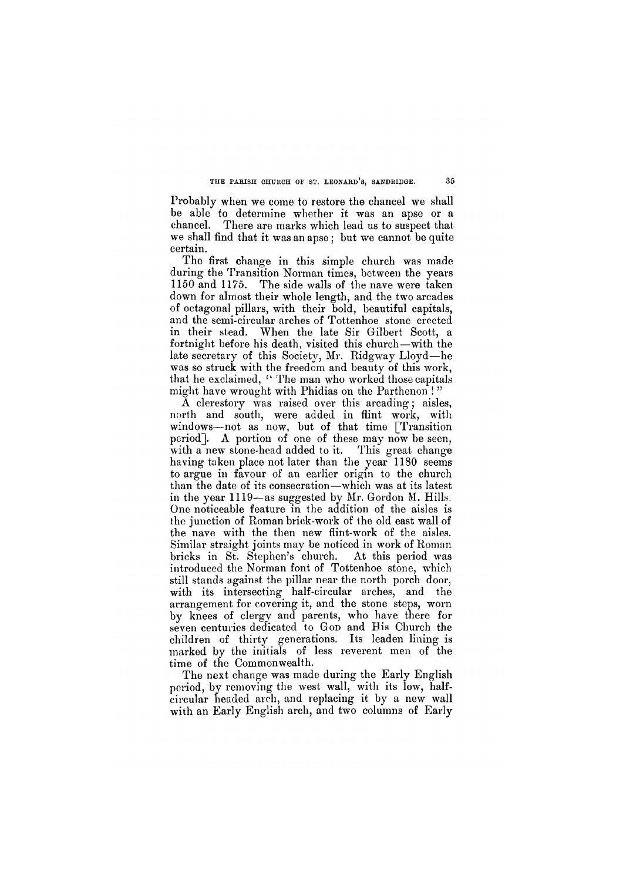Probably when we come to restore the chancel we shall be able to determine whether it was an apse or a chancel. There are marks which lead us to suspect that we shall find that it was an apse; but we cannot be quite certain.

The first change in this simple church was made during the Transition Norman times, between the years 1150 and 1175. The side walls of the nave were taken down for almost their whole length, and the two arcades of octagonal pillars, with their bold, beautiful capitals, and the semi-circular arches of Tottenhoe stone erected in their stead. When the late Sir Gilbert Scott, a fortnight before his death, visited this church—with the late secretary of this Society, Mr. Ridgway Lloyd—he was so struck with the freedom and beauty of this work, that he exclaimed, "The man who worked those capitals might have wrought with Phidias on the Parthenon!"

A clerestory was raised over this arcading; aisles, north and south, were added in flint work, with windows—not as now, but of that time [Transition period]. A portion of one of these may now be seen, with a new stone-head added to it. This great change having taken place not later than the year 1180 seems to argue in favour of an earlier origin to the church than the date of its consecration—which was at its latest in the year 1119—as suggested by Mr. Gordon M. Hills. One noticeable feature in the addition of the aisles is the junction of Roman brick-work of the old east wall of the nave with the then new flint-work of the aisles. Similar straight joints may be noticed in work of Roman bricks in St. Stephen's church. At this period was introduced the Norman font of Tottenhoe stone, which still stands against the pillar near the north porch door, with its intersecting half-circular arches, and the arrangement for covering it, and the stone steps, worn by knees of clergy and parents, who have there for seven centuries dedicated to God and His Church the children of thirty generations. Its leaden lining is marked by the initials of less reverent men of the time of the Commonwealth.

The next change was made during the Early English period, by removing the west wall, with its low, half-circular headed arch, and replacing it by a new wall with an Early English arch, and two columns of Early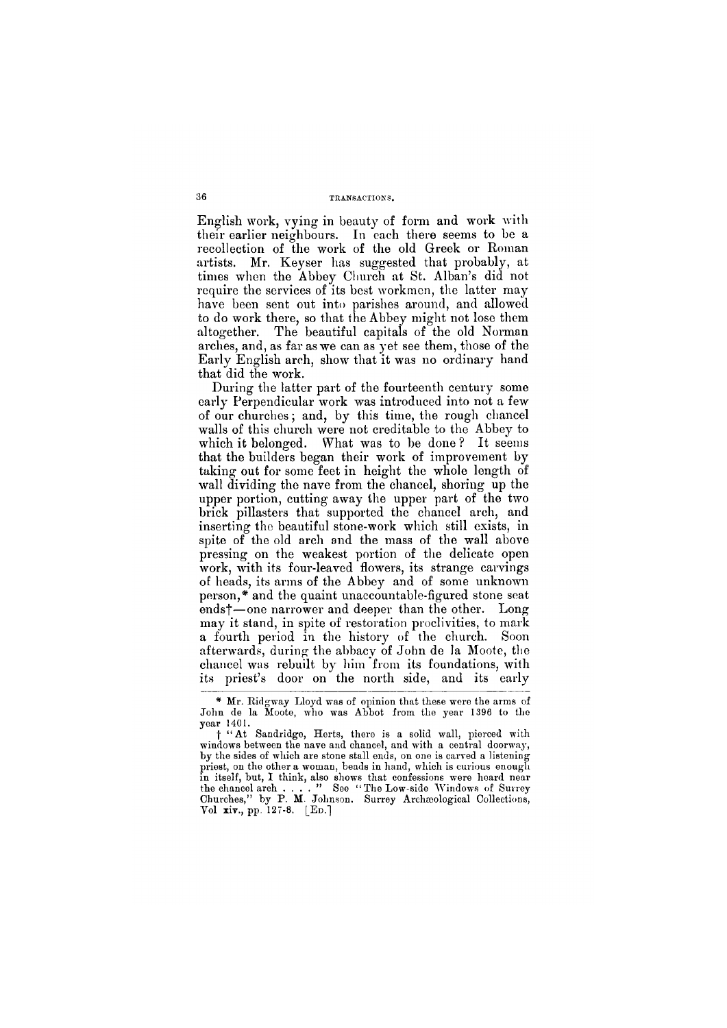English work, vying in beauty of form and work with their earlier neighbours. In each there seems to be a recollection of the work of the old Greek or Roman artists. Mr. Keyser has suggested that probably, at times when the Abbey Church at St. Alban's did not require the services of its best workmen, the latter may have been sent out into parishes around, and allowed to do work there, so that the Abbey might not lose them altogether. The beautiful capitals of the old Norman arches, and, as far as we can as yet see them, those of the Early English arch, show that it was no ordinary hand that did the work.

During the latter part of the fourteenth century some early Perpendicular work was introduced into not a few of our churches; and, by this time, the rough chancel walls of this church were not creditable to the Abbey to which it belonged. What was to be done? It seems that the builders began their work of improvement by taking out for some feet in height the whole length of wall dividing the nave from the chancel, shoring up the upper portion, cutting away the upper part of the two brick pillasters that supported the chancel arch, and inserting the beautiful stone-work which still exists, in spite of the old arch and the mass of the wall above pressing on the weakest portion of the delicate open work, with its four-leaved flowers, its strange carvings of heads, its arms of the Abbey and of some unknown person,* and the quaint unaccountable-figured stone seat ends†—one narrower and deeper than the other. Long may it stand, in spite of restoration proclivities, to mark a fourth period in the history of the church. Soon afterwards, during the abbacy of John de la Moote, the chancel was rebuilt by him from its foundations, with its priest's door on the north side, and its early

---

* Mr. Ridgway Lloyd was of opinion that these were the arms of John de la Moote, who was Abbot from the year 1396 to the year 1401.

† "At Sandridge, Herts, there is a solid wall, pierced with windows between the nave and chancel, and with a central doorway, by the sides of which are stone stall ends, on one is carved a listening priest, on the other a woman, beads in hand, which is curious enough in itself, but, I think, also shows that confessions were heard near the chancel arch . . . . " See "The Low-side Windows of Surrey Churches," by P. M. Johnson. Surrey Archæological Collections, Vol xiv., pp. 127-8. [Ed.]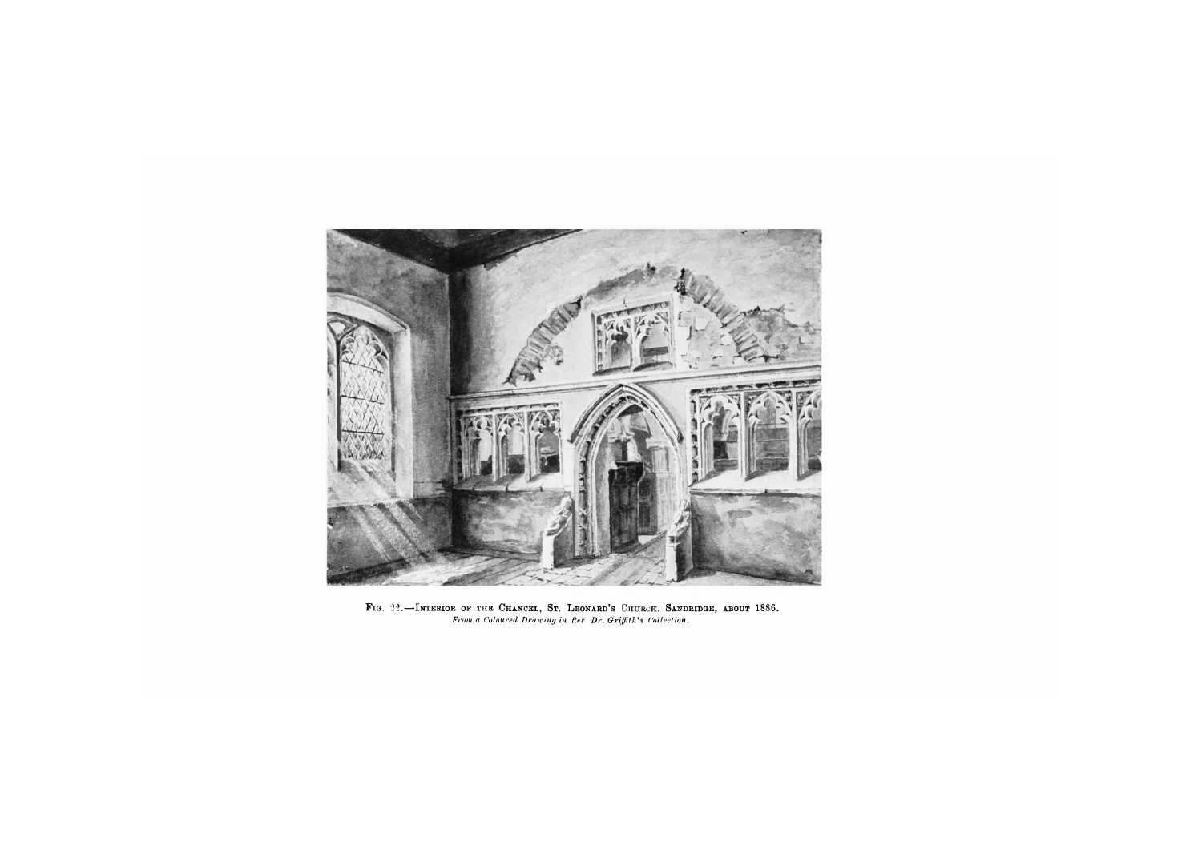Fig. 22.—Interior of the Chancel, St. Leonard's Church, Sandridge, about 1886.

*From a Coloured Drawing in Rev. Dr. Griffith's Collection.*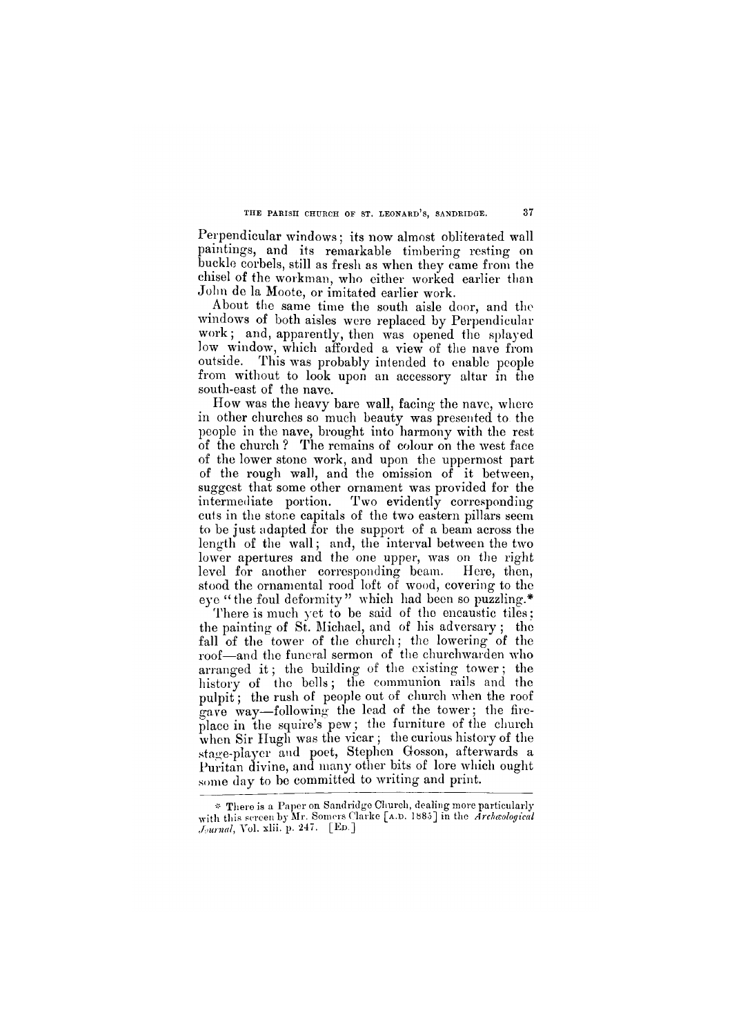Perpendicular windows; its now almost obliterated wall paintings, and its remarkable timbering resting on buckle corbels, still as fresh as when they came from the chisel of the workman, who either worked earlier than John de la Moote, or imitated earlier work.

About the same time the south aisle door, and the windows of both aisles were replaced by Perpendicular work; and, apparently, then was opened the splayed low window, which afforded a view of the nave from outside. This was probably intended to enable people from without to look upon an accessory altar in the south-east of the nave.

How was the heavy bare wall, facing the nave, where in other churches so much beauty was presented to the people in the nave, brought into harmony with the rest of the church? The remains of colour on the west face of the lower stone work, and upon the uppermost part of the rough wall, and the omission of it between, suggest that some other ornament was provided for the intermediate portion. Two evidently corresponding cuts in the stone capitals of the two eastern pillars seem to be just adapted for the support of a beam across the length of the wall; and, the interval between the two lower apertures and the one upper, was on the right level for another corresponding beam. Here, then, stood the ornamental rood loft of wood, covering to the eye "the foul deformity" which had been so puzzling.*

There is much yet to be said of the encaustic tiles; the painting of St. Michael, and of his adversary; the fall of the tower of the church; the lowering of the roof—and the funeral sermon of the churchwarden who arranged it; the building of the existing tower; the history of the bells; the communion rails and the pulpit; the rush of people out of church when the roof gave way—following the lead of the tower; the fire-place in the squire's pew; the furniture of the church when Sir Hugh was the vicar; the curious history of the stage-player and poet, Stephen Gosson, afterwards a Puritan divine, and many other bits of lore which ought some day to be committed to writing and print.

---

* There is a Paper on Sandridge Church, dealing more particularly with this screen by Mr. Somers Clarke [A.D. 1885] in the *Archæological Journal*, Vol. xlii. p. 247. [ED.]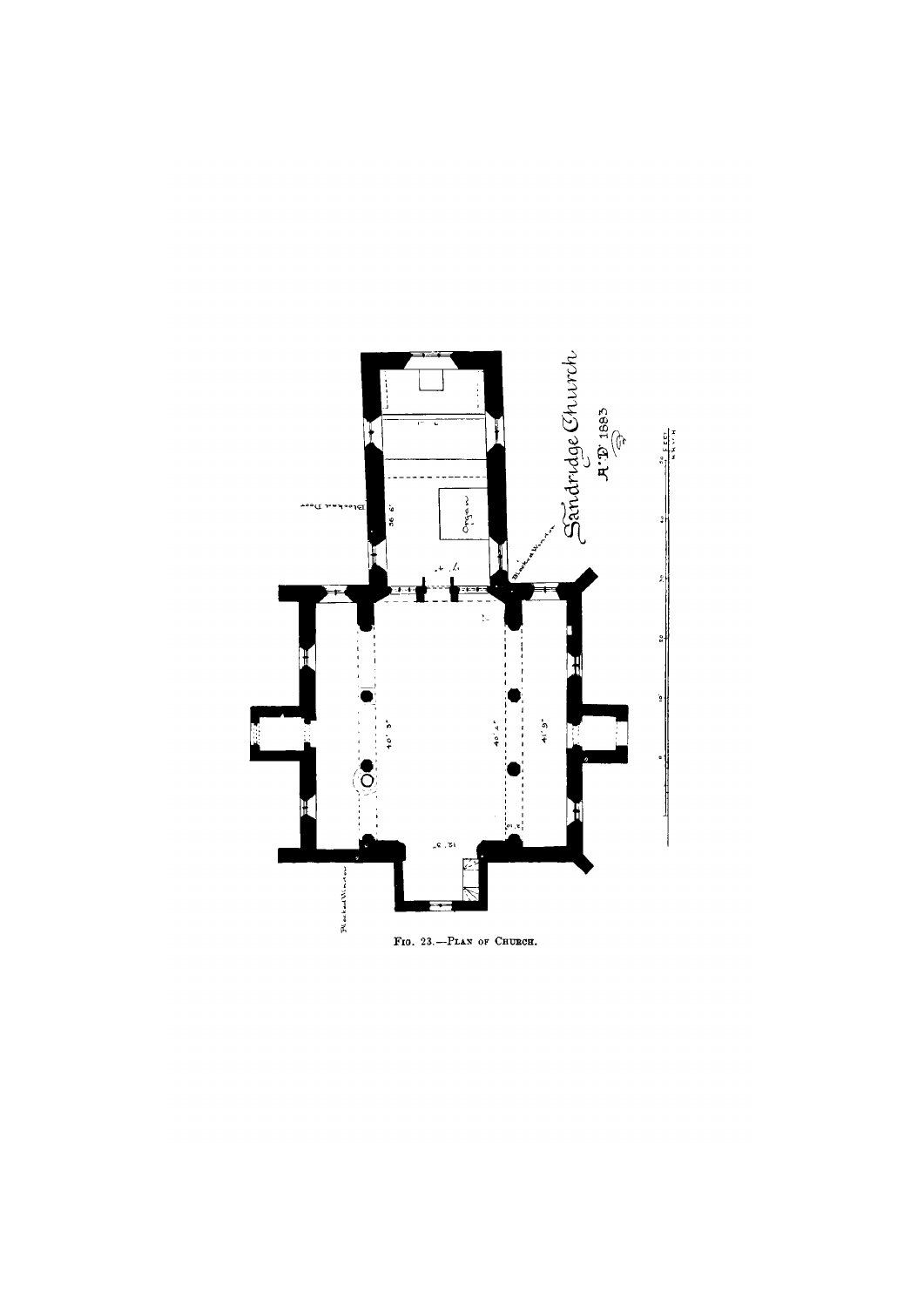Sandridge Church

A.D. 1883

Blocked Door

36' 6"

Organ

Blocked Window

40' 3"

40' 4"

41' 9"

12' 3"

Blocked Window

Fig. 23.—Plan of Church.